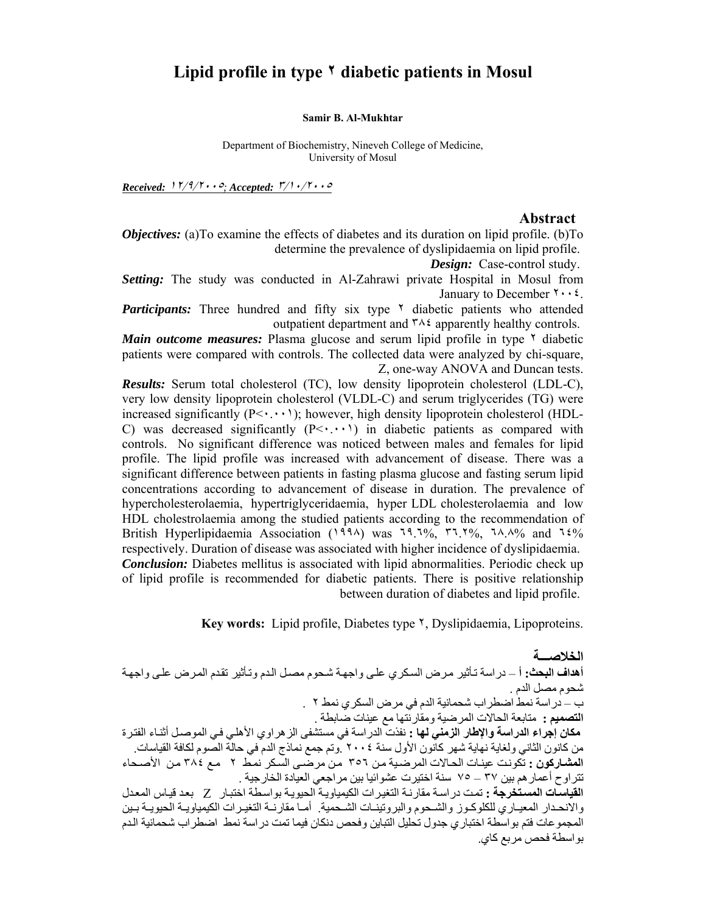# Lipid profile in type ٢ diabetic patients in Mosul

**Samir B. Al-Mukhtar**

Department of Biochemistry, Nineveh College of Medicine,
University of Mosul

***Received:*** *١٢/٩/٢٠٠٥;* ***Accepted:*** *٣/١٠/٢٠٠٥*

## Abstract

***Objectives:*** (a)To examine the effects of diabetes and its duration on lipid profile. (b)To determine the prevalence of dyslipidaemia on lipid profile.

***Design:*** Case-control study.

***Setting:*** The study was conducted in Al-Zahrawi private Hospital in Mosul from January to December ٢٠٠٤.

***Participants:*** Three hundred and fifty six type ٢ diabetic patients who attended outpatient department and ٣٨٤ apparently healthy controls.

***Main outcome measures:*** Plasma glucose and serum lipid profile in type ٢ diabetic patients were compared with controls. The collected data were analyzed by chi-square, Z, one-way ANOVA and Duncan tests.

***Results:*** Serum total cholesterol (TC), low density lipoprotein cholesterol (LDL-C), very low density lipoprotein cholesterol (VLDL-C) and serum triglycerides (TG) were increased significantly (P<٠.٠٠١); however, high density lipoprotein cholesterol (HDL-C) was decreased significantly (P<٠.٠٠١) in diabetic patients as compared with controls. No significant difference was noticed between males and females for lipid profile. The lipid profile was increased with advancement of disease. There was a significant difference between patients in fasting plasma glucose and fasting serum lipid concentrations according to advancement of disease in duration. The prevalence of hypercholesterolaemia, hypertriglyceridaemia, hyper LDL cholesterolaemia and low HDL cholestrolaemia among the studied patients according to the recommendation of British Hyperlipidaemia Association (١٩٩٨) was ٦٩.٦%, ٣٦.٢%, ٦٨.٨% and ٦٤% respectively. Duration of disease was associated with higher incidence of dyslipidaemia.

***Conclusion:*** Diabetes mellitus is associated with lipid abnormalities. Periodic check up of lipid profile is recommended for diabetic patients. There is positive relationship between duration of diabetes and lipid profile.

**Key words:** Lipid profile, Diabetes type ٢, Dyslipidaemia, Lipoproteins.

## الخلاصــة

**أهداف البحث:** أ – دراسة تأثير مرض السكري على واجهة شحوم مصل الدم وتأثير تقدم المرض على واجهة شحوم مصل الدم .

ب – دراسة نمط اضطراب شحمانية الدم في مرض السكري نمط ٢ .

**التصميم :** متابعة الحالات المرضية ومقارنتها مع عينات ضابطة .

**مكان إجراء الدراسة والإطار الزمني لها :** نفذت الدراسة في مستشفى الزهراوي الأهلي في الموصل أثناء الفترة من كانون الثاني ولغاية نهاية شهر كانون الأول سنة ٢٠٠٤ .وتم جمع نماذج الدم في حالة الصوم لكافة القياسات.

**المشاركون :** تكونت عينات الحالات المرضية من ٣٥٦ من مرضى السكر نمط ٢ مع ٣٨٤ من الأصحاء تتراوح أعمارهم بين ٣٧ – ٧٥ سنة اختيرت عشوائيا بين مراجعي العيادة الخارجية .

**القياسات المستخرجة :** تمت دراسة مقارنة التغيرات الكيمياوية الحيوية بواسطة اختبار Z بعد قياس المعدل والانحدار المعياري للكلوكوز والشحوم والبروتينات الشحمية. أما مقارنة التغيرات الكيمياوية الحيوية بين المجموعات فتم بواسطة اختباري جدول تحليل التباين وفحص دنكان فيما تمت دراسة نمط اضطراب شحمانية الدم بواسطة فحص مربع كاي.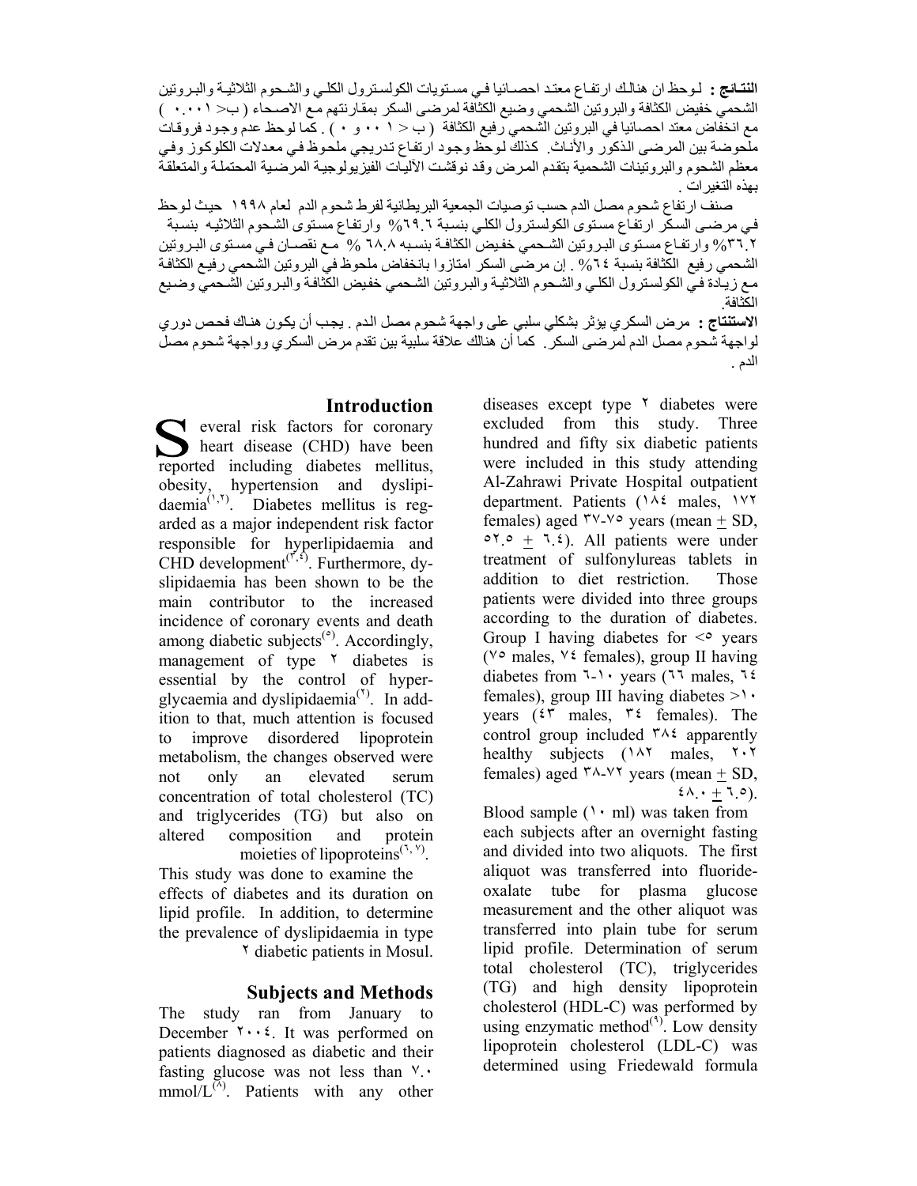**النتائج :** لوحظ ان هنالك ارتفاع معتد احصائيا في مستويات الكولسترول الكلي والشحوم الثلاثية والبروتين الشحمي خفيض الكثافة والبروتين الشحمي وضيع الكثافة لمرضى السكر بمقارنتهم مع الاصحاء ( ب< ٠.٠٠١ ) مع انخفاض معتد احصائيا في البروتين الشحمي رفيع الكثافة ( ب < ٠.٠٠١ و ٠ ) . كما لوحظ عدم وجود فروقات ملحوضة بين المرضى الذكور والأناث. كذلك لوحظ وجود ارتفاع تدريجي ملحوظ في معدلات الكلوكوز وفي معظم الشحوم والبروتينات الشحمية بتقدم المرض وقد نوقشت الآليات الفيزيولوجية المرضية المحتملة والمتعلقة بهذه التغيرات .

صنف ارتفاع شحوم مصل الدم حسب توصيات الجمعية البريطانية لفرط شحوم الدم لعام ١٩٩٨ حيث لوحظ في مرضى السكر ارتفاع مستوى الكولسترول الكلي بنسبة ٦٩.٦% وارتفاع مستوى الشحوم الثلاثيه بنسبة ٣٦.٢% وارتفاع مستوى البروتين الشحمي خفيض الكثافة بنسبه ٦٨.٨ % مع نقصان في مستوى البروتين الشحمي رفيع الكثافة بنسبة ٦٤% . إن مرضى السكر امتازوا بانخفاض ملحوظ في البروتين الشحمي رفيع الكثافة مع زيادة في الكولسترول الكلي والشحوم الثلاثية والبروتين الشحمي خفيض الكثافة والبروتين الشحمي وضيع الكثافة.

**الاستنتاج :** مرض السكري يؤثر بشكلي سلبي على واجهة شحوم مصل الدم . يجب أن يكون هناك فحص دوري لواجهة شحوم مصل الدم لمرضى السكر. كما أن هنالك علاقة سلبية بين تقدم مرض السكري وواجهة شحوم مصل الدم .

## Introduction

Several risk factors for coronary heart disease (CHD) have been reported including diabetes mellitus, obesity, hypertension and dyslipidaemia[1,2]. Diabetes mellitus is regarded as a major independent risk factor responsible for hyperlipidaemia and CHD development[3,4]. Furthermore, dyslipidaemia has been shown to be the main contributor to the increased incidence of coronary events and death among diabetic subjects[5]. Accordingly, management of type 2 diabetes is essential by the control of hyperglycaemia and dyslipidaemia[6]. In addition to that, much attention is focused to improve disordered lipoprotein metabolism, the changes observed were not only an elevated serum concentration of total cholesterol (TC) and triglycerides (TG) but also on altered composition and protein moieties of lipoproteins[6,7].

This study was done to examine the effects of diabetes and its duration on lipid profile. In addition, to determine the prevalence of dyslipidaemia in type 2 diabetic patients in Mosul.

## Subjects and Methods

The study ran from January to December 2004. It was performed on patients diagnosed as diabetic and their fasting glucose was not less than 7.0 mmol/L[8]. Patients with any other diseases except type 2 diabetes were excluded from this study. Three hundred and fifty six diabetic patients were included in this study attending Al-Zahrawi Private Hospital outpatient department. Patients (184 males, 172 females) aged 37-75 years (mean $\pm$ SD, 52.5 $\pm$ 6.4). All patients were under treatment of sulfonylureas tablets in addition to diet restriction. Those patients were divided into three groups according to the duration of diabetes. Group I having diabetes for <5 years (75 males, 74 females), group II having diabetes from 6-10 years (66 males, 64 females), group III having diabetes >10 years (43 males, 34 females). The control group included 384 apparently healthy subjects (182 males, 202 females) aged 38-72 years (mean $\pm$ SD, 48.0 $\pm$ 6.5).

Blood sample (10 ml) was taken from each subjects after an overnight fasting and divided into two aliquots. The first aliquot was transferred into fluoride-oxalate tube for plasma glucose measurement and the other aliquot was transferred into plain tube for serum lipid profile. Determination of serum total cholesterol (TC), triglycerides (TG) and high density lipoprotein cholesterol (HDL-C) was performed by using enzymatic method[9]. Low density lipoprotein cholesterol (LDL-C) was determined using Friedewald formula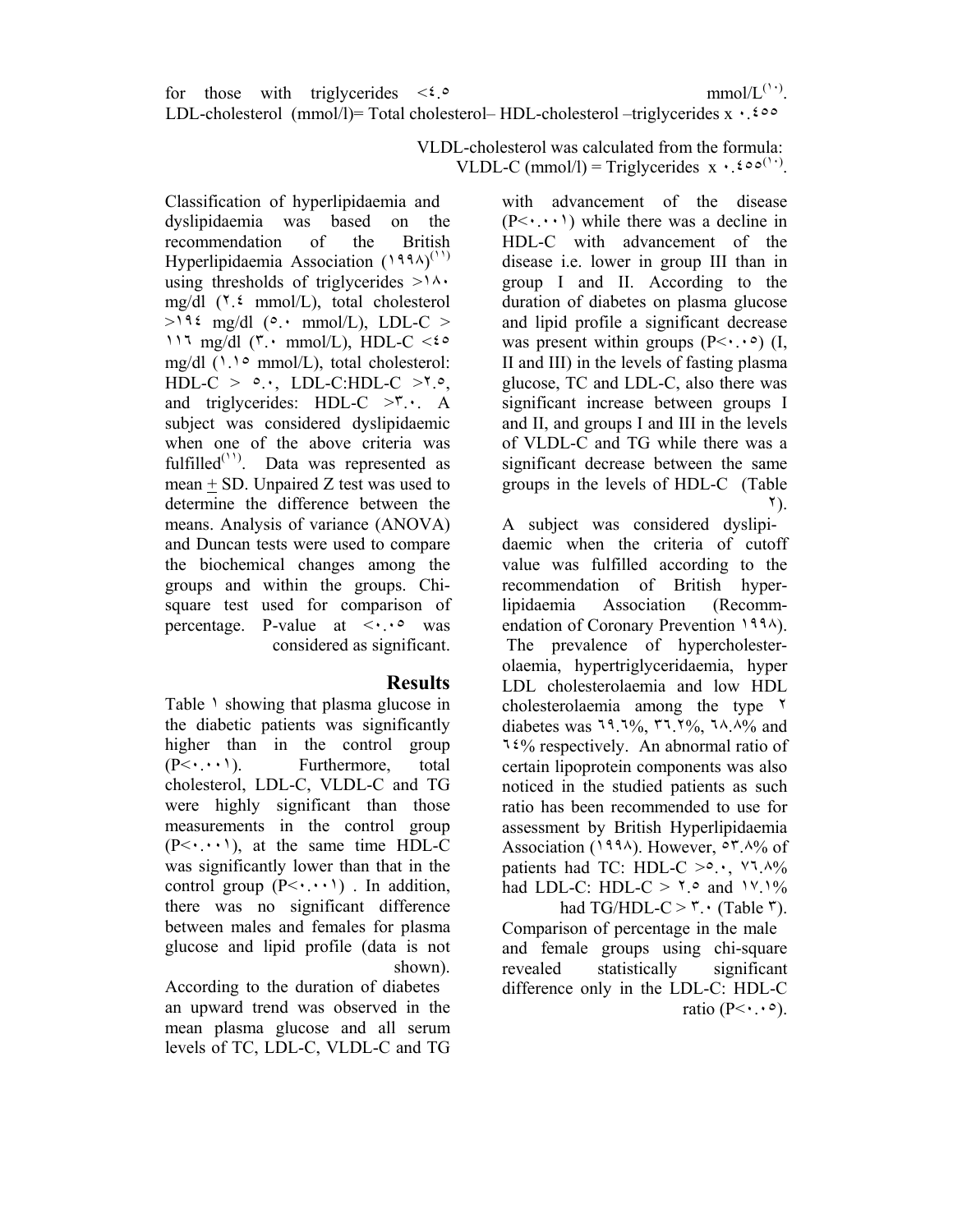for those with triglycerides <٤.٥ mmol/L[١٠].
LDL-cholesterol (mmol/l)= Total cholesterol– HDL-cholesterol –triglycerides x ٠.٤٥٥

VLDL-cholesterol was calculated from the formula:
VLDL-C (mmol/l) = Triglycerides x ٠.٤٥٥[١٠].

Classification of hyperlipidaemia and dyslipidaemia was based on the recommendation of the British Hyperlipidaemia Association (١٩٩٨)[١١] using thresholds of triglycerides >١٨٠ mg/dl (٢.٤ mmol/L), total cholesterol >١٩٤ mg/dl (٥.٠ mmol/L), LDL-C > ١١٦ mg/dl (٣.٠ mmol/L), HDL-C <٤٥ mg/dl (١.١٥ mmol/L), total cholesterol: HDL-C > ٥.٠, LDL-C:HDL-C >٢.٥, and triglycerides: HDL-C >٣.٠. A subject was considered dyslipidaemic when one of the above criteria was fulfilled[١١]. Data was represented as mean ± SD. Unpaired Z test was used to determine the difference between the means. Analysis of variance (ANOVA) and Duncan tests were used to compare the biochemical changes among the groups and within the groups. Chi-square test used for comparison of percentage. P-value at <٠.٠٥ was considered as significant.

## Results

Table ١ showing that plasma glucose in the diabetic patients was significantly higher than in the control group (P<٠.٠٠١). Furthermore, total cholesterol, LDL-C, VLDL-C and TG were highly significant than those measurements in the control group (P<٠.٠٠١), at the same time HDL-C was significantly lower than that in the control group (P<٠.٠٠١) . In addition, there was no significant difference between males and females for plasma glucose and lipid profile (data is not shown).

According to the duration of diabetes an upward trend was observed in the mean plasma glucose and all serum levels of TC, LDL-C, VLDL-C and TG with advancement of the disease (P<٠.٠٠١) while there was a decline in HDL-C with advancement of the disease i.e. lower in group III than in group I and II. According to the duration of diabetes on plasma glucose and lipid profile a significant decrease was present within groups (P<٠.٠٥) (I, II and III) in the levels of fasting plasma glucose, TC and LDL-C, also there was significant increase between groups I and II, and groups I and III in the levels of VLDL-C and TG while there was a significant decrease between the same groups in the levels of HDL-C (Table ٢).

A subject was considered dyslipidaemic when the criteria of cutoff value was fulfilled according to the recommendation of British hyperlipidaemia Association (Recommendation of Coronary Prevention ١٩٩٨). The prevalence of hypercholesterolaemia, hypertriglyceridaemia, hyper LDL cholesterolaemia and low HDL cholesterolaemia among the type ٢ diabetes was ٦٩.٦%, ٣٦.٢%, ٦٨.٨% and ٦٤% respectively. An abnormal ratio of certain lipoprotein components was also noticed in the studied patients as such ratio has been recommended to use for assessment by British Hyperlipidaemia Association (١٩٩٨). However, ٥٣.٨% of patients had TC: HDL-C >٥.٠, ٧٦.٨% had LDL-C: HDL-C > ٢.٥ and ١٧.١% had TG/HDL-C > ٣.٠ (Table ٣).

Comparison of percentage in the male and female groups using chi-square revealed statistically significant difference only in the LDL-C: HDL-C ratio (P<٠.٠٥).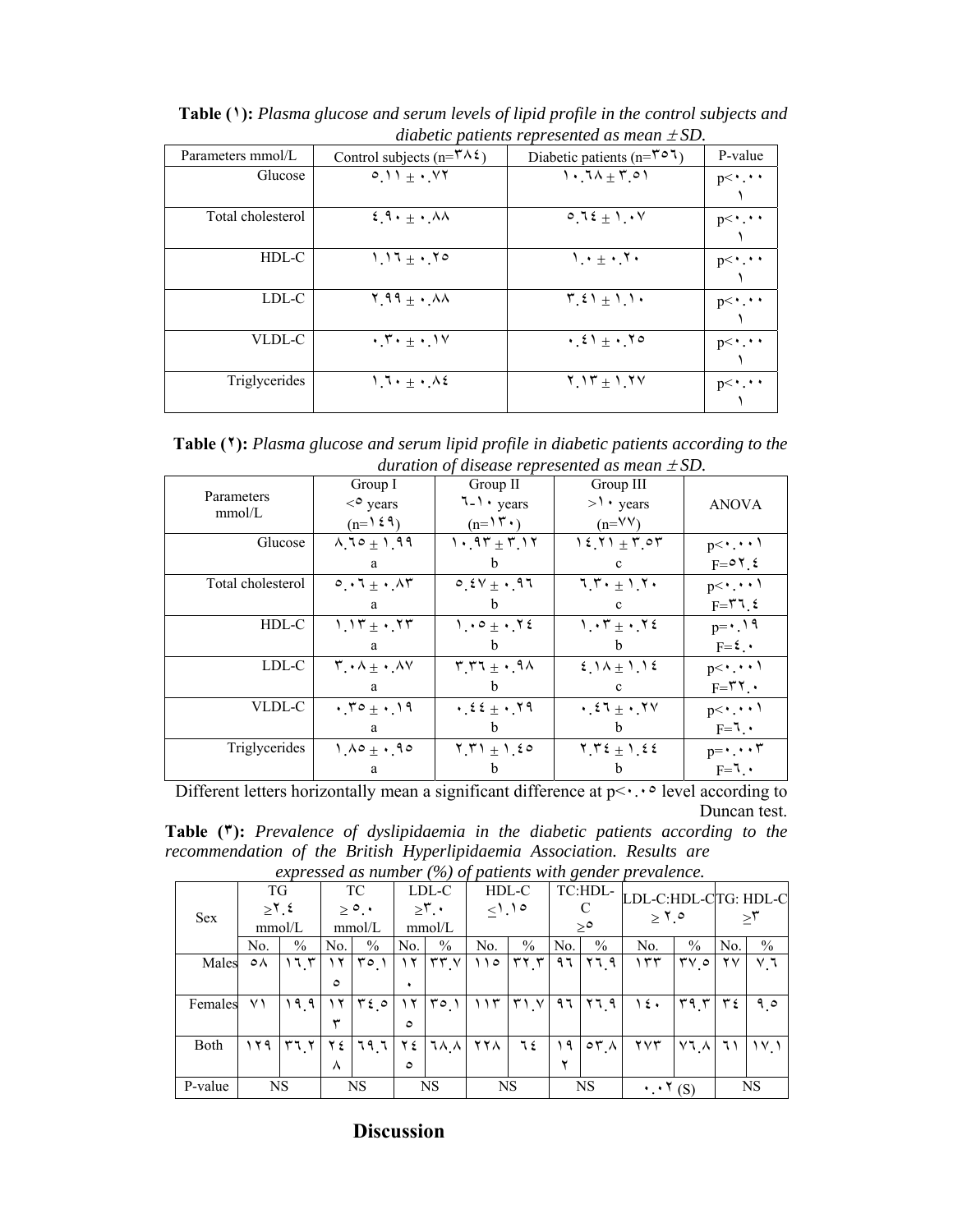**Table (١):** *Plasma glucose and serum levels of lipid profile in the control subjects and diabetic patients represented as mean ± SD.*

| Parameters mmol/L | Control subjects (n=٣٨٤) | Diabetic patients (n=٣٥٦) | P-value |
|---|---|---|---|
| Glucose | ٥.١١ ± ٠.٧٢ | ١٠.٦٨ ± ٣.٥١ | p<٠.٠٠١ |
| Total cholesterol | ٤.٩٠ ± ٠.٨٨ | ٥.٦٤ ± ١.٠٧ | p<٠.٠٠١ |
| HDL-C | ١.١٦ ± ٠.٢٥ | ١.٠ ± ٠.٢٠ | p<٠.٠٠١ |
| LDL-C | ٢.٩٩ ± ٠.٨٨ | ٣.٤١ ± ١.١٠ | p<٠.٠٠١ |
| VLDL-C | ٠.٣٠ ± ٠.١٧ | ٠.٤١ ± ٠.٢٥ | p<٠.٠٠١ |
| Triglycerides | ١.٦٠ ± ٠.٨٤ | ٢.١٣ ± ١.٢٧ | p<٠.٠٠١ |

**Table (٢):** *Plasma glucose and serum lipid profile in diabetic patients according to the duration of disease represented as mean ± SD.*

| Parameters mmol/L | Group I <٥ years (n=١٤٩) | Group II ٦-١٠ years (n=١٣٠) | Group III >١٠ years (n=٧٧) | ANOVA |
|---|---|---|---|---|
| Glucose | ٨.٦٥ ± ١.٩٩ a | ١٠.٩٣ ± ٣.١٢ b | ١٤.٢١ ± ٣.٥٣ c | p<٠.٠٠١ F=٥٢.٤ |
| Total cholesterol | ٥.٠٦ ± ٠.٨٣ a | ٥.٤٧ ± ٠.٩٦ b | ٦.٣٠ ± ١.٢٠ c | p<٠.٠٠١ F=٣٦.٤ |
| HDL-C | ١.١٣ ± ٠.٢٣ a | ١.٠٥ ± ٠.٢٤ b | ١.٠٣ ± ٠.٢٤ b | p=٠.١٩ F=٤.٠ |
| LDL-C | ٣.٠٨ ± ٠.٨٧ a | ٣.٣٦ ± ٠.٩٨ b | ٤.١٨ ± ١.١٤ c | p<٠.٠٠١ F=٣٢.٠ |
| VLDL-C | ٠.٣٥ ± ٠.١٩ a | ٠.٤٤ ± ٠.٢٩ b | ٠.٤٦ ± ٠.٢٧ b | p<٠.٠٠١ F=٦.٠ |
| Triglycerides | ١.٨٥ ± ٠.٩٥ a | ٢.٣١ ± ١.٤٥ b | ٢.٣٤ ± ١.٤٤ b | p=٠.٠٠٣ F=٦.٠ |

Different letters horizontally mean a significant difference at p<٠.٠٥ level according to Duncan test.

**Table (٣):** *Prevalence of dyslipidaemia in the diabetic patients according to the recommendation of the British Hyperlipidaemia Association. Results are expressed as number (%) of patients with gender prevalence.*

| Sex | TG ≥٢.٤ mmol/L | | TC ≥ ٥.٠ mmol/L | | LDL-C ≥٣.٠ mmol/L | | HDL-C ≤١.١٥ | | TC:HDL-C ≥٥ | | LDL-C:HDL-C ≥ ٢.٥ | | TG: HDL-C ≥٣ | |
|---|---|---|---|---|---|---|---|---|---|---|---|---|---|---|
| | No. | % | No. | % | No. | % | No. | % | No. | % | No. | % | No. | % |
| Males | ٥٨ | ١٦.٣ | ١٢٥ | ٣٥.١ | ١٢٠ | ٣٣.٧ | ١١٥ | ٣٢.٣ | ٩٦ | ٢٦.٩ | ١٣٣ | ٣٧.٥ | ٢٧ | ٧.٦ |
| Females | ٧١ | ١٩.٩ | ١٢٣ | ٣٤.٥ | ١٢٥ | ٣٥.١ | ١١٣ | ٣١.٧ | ٩٦ | ٢٦.٩ | ١٤٠ | ٣٩.٣ | ٣٤ | ٩.٥ |
| Both | ١٢٩ | ٣٦.٢ | ٢٤٨ | ٦٩.٦ | ٢٤٥ | ٦٨.٨ | ٢٢٨ | ٦٤ | ١٩٢ | ٥٣.٨ | ٢٧٣ | ٧٦.٨ | ٦١ | ١٧.١ |
| P-value | NS | | NS | | NS | | NS | | NS | | ٠.٠٢ (S) | | NS | |

## Discussion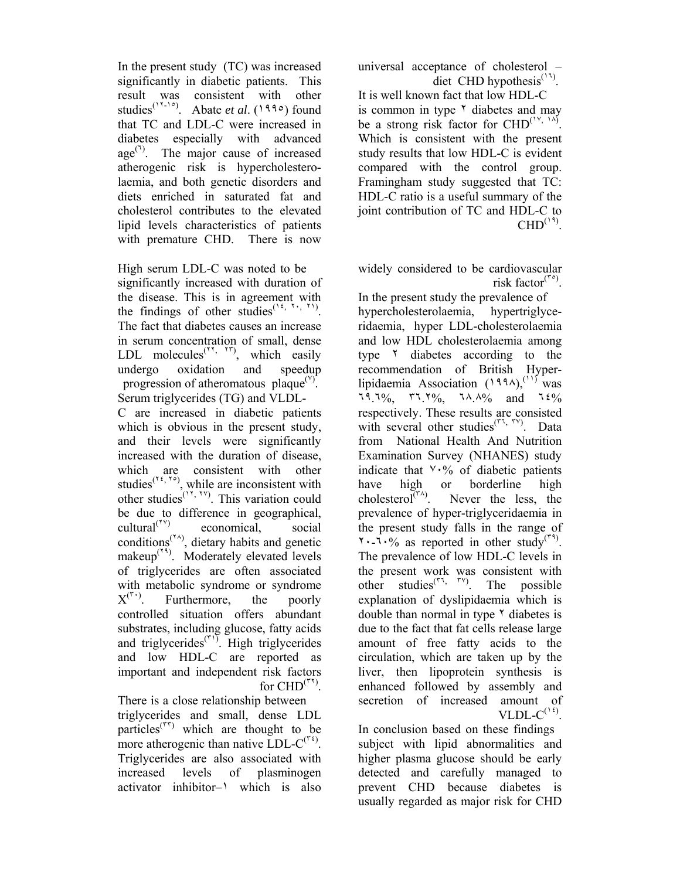In the present study (TC) was increased significantly in diabetic patients. This result was consistent with other studies[١٢-١٥]. Abate *et al*. (١٩٩٥) found that TC and LDL-C were increased in diabetes especially with advanced age[٦]. The major cause of increased atherogenic risk is hypercholesterolaemia, and both genetic disorders and diets enriched in saturated fat and cholesterol contributes to the elevated lipid levels characteristics of patients with premature CHD. There is now universal acceptance of cholesterol – diet CHD hypothesis[١٦].

It is well known fact that low HDL-C is common in type ٢ diabetes and may be a strong risk factor for CHD[١٧, ١٨]. Which is consistent with the present study results that low HDL-C is evident compared with the control group. Framingham study suggested that TC: HDL-C ratio is a useful summary of the joint contribution of TC and HDL-C to CHD[١٩].

High serum LDL-C was noted to be significantly increased with duration of the disease. This is in agreement with the findings of other studies[١٤, ٢٠, ٢١]. The fact that diabetes causes an increase in serum concentration of small, dense LDL molecules[٢٢, ٢٣], which easily undergo oxidation and speedup progression of atheromatous plaque[٧].

Serum triglycerides (TG) and VLDL-C are increased in diabetic patients which is obvious in the present study, and their levels were significantly increased with the duration of disease, which are consistent with other studies[٢٤, ٢٥], while are inconsistent with other studies[١٢, ٢٧]. This variation could be due to difference in geographical, cultural[٢٧] economical, social conditions[٢٨], dietary habits and genetic makeup[٢٩]. Moderately elevated levels of triglycerides are often associated with metabolic syndrome or syndrome X[٣٠]. Furthermore, the poorly controlled situation offers abundant substrates, including glucose, fatty acids and triglycerides[٣١]. High triglycerides and low HDL-C are reported as important and independent risk factors for CHD[٣٢].

There is a close relationship between triglycerides and small, dense LDL particles[٣٣] which are thought to be more atherogenic than native LDL-C[٣٤]. Triglycerides are also associated with increased levels of plasminogen activator inhibitor–١ which is also widely considered to be cardiovascular risk factor[٣٥].

In the present study the prevalence of hypercholesterolaemia, hypertriglyceridaemia, hyper LDL-cholesterolaemia and low HDL cholesterolaemia among type ٢ diabetes according to the recommendation of British Hyperlipidaemia Association (١٩٩٨),[١١] was ٦٩.٦%, ٣٦.٢%, ٦٨.٨% and ٦٤% respectively. These results are consisted with several other studies[٣٦, ٣٧]. Data from National Health And Nutrition Examination Survey (NHANES) study indicate that ٧٠% of diabetic patients have high or borderline high cholesterol[٣٨]. Never the less, the prevalence of hyper-triglyceridaemia in the present study falls in the range of ٢٠-٦٠% as reported in other study[٣٩]. The prevalence of low HDL-C levels in the present work was consistent with other studies[٣٦, ٣٧]. The possible explanation of dyslipidaemia which is double than normal in type ٢ diabetes is due to the fact that fat cells release large amount of free fatty acids to the circulation, which are taken up by the liver, then lipoprotein synthesis is enhanced followed by assembly and secretion of increased amount of VLDL-C[١٤].

In conclusion based on these findings subject with lipid abnormalities and higher plasma glucose should be early detected and carefully managed to prevent CHD because diabetes is usually regarded as major risk for CHD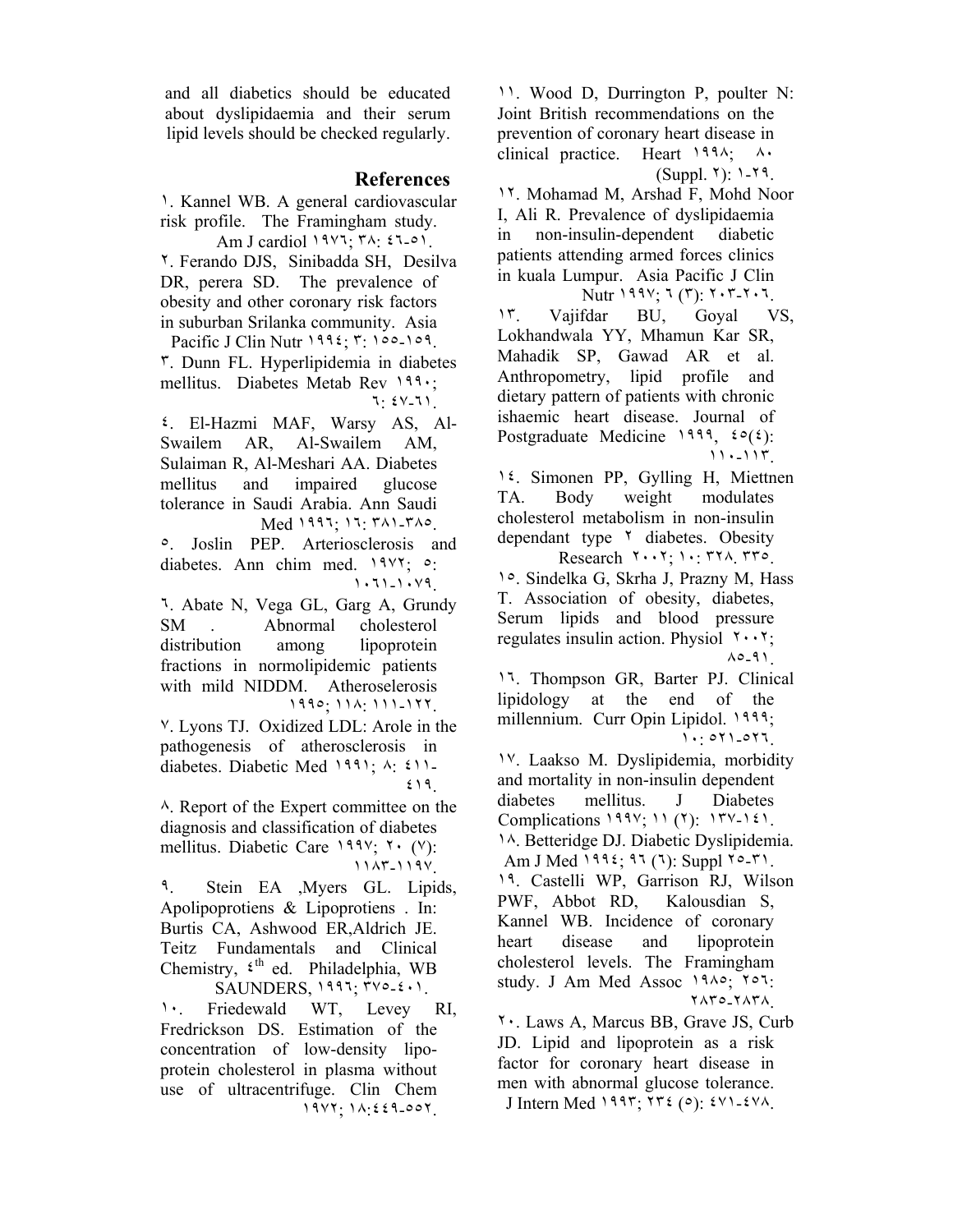and all diabetics should be educated about dyslipidaemia and their serum lipid levels should be checked regularly.

## References

١. Kannel WB. A general cardiovascular risk profile. The Framingham study. Am J cardiol ١٩٧٦; ٣٨: ٤٦-٥١.

٢. Ferando DJS, Sinibadda SH, Desilva DR, perera SD. The prevalence of obesity and other coronary risk factors in suburban Srilanka community. Asia Pacific J Clin Nutr ١٩٩٤; ٣: ١٥٥-١٥٩.

٣. Dunn FL. Hyperlipidemia in diabetes mellitus. Diabetes Metab Rev ١٩٩٠; ٦: ٤٧-٦١.

٤. El-Hazmi MAF, Warsy AS, Al-Swailem AR, Al-Swailem AM, Sulaiman R, Al-Meshari AA. Diabetes mellitus and impaired glucose tolerance in Saudi Arabia. Ann Saudi Med ١٩٩٦; ١٦: ٣٨١-٣٨٥.

٥. Joslin PEP. Arteriosclerosis and diabetes. Ann chim med. ١٩٧٢; ٥: ١٠٦١-١٠٧٩.

٦. Abate N, Vega GL, Garg A, Grundy SM . Abnormal cholesterol distribution among lipoprotein fractions in normolipidemic patients with mild NIDDM. Atheroselerosis ١٩٩٥; ١١٨: ١١١-١٢٢.

٧. Lyons TJ. Oxidized LDL: Arole in the pathogenesis of atherosclerosis in diabetes. Diabetic Med ١٩٩١; ٨: ٤١١-٤١٩.

٨. Report of the Expert committee on the diagnosis and classification of diabetes mellitus. Diabetic Care ١٩٩٧; ٢٠ (٧): ١١٨٣-١١٩٧.

٩. Stein EA ,Myers GL. Lipids, Apolipoprotiens & Lipoprotiens . In: Burtis CA, Ashwood ER,Aldrich JE. Teitz Fundamentals and Clinical Chemistry, ٤th ed. Philadelphia, WB SAUNDERS, ١٩٩٦; ٣٧٥-٤٠١.

١٠. Friedewald WT, Levey RI, Fredrickson DS. Estimation of the concentration of low-density lipo-protein cholesterol in plasma without use of ultracentrifuge. Clin Chem ١٩٧٢; ١٨:٤٤٩-٥٥٢.

١١. Wood D, Durrington P, poulter N: Joint British recommendations on the prevention of coronary heart disease in clinical practice. Heart ١٩٩٨; ٨٠ (Suppl. ٢): ١-٢٩.

١٢. Mohamad M, Arshad F, Mohd Noor I, Ali R. Prevalence of dyslipidaemia in non-insulin-dependent diabetic patients attending armed forces clinics in kuala Lumpur. Asia Pacific J Clin Nutr ١٩٩٧; ٦ (٣): ٢٠٣-٢٠٦.

١٣. Vajifdar BU, Goyal VS, Lokhandwala YY, Mhamun Kar SR, Mahadik SP, Gawad AR et al. Anthropometry, lipid profile and dietary pattern of patients with chronic ishaemic heart disease. Journal of Postgraduate Medicine ١٩٩٩, ٤٥(٤): ١١٠-١١٣.

١٤. Simonen PP, Gylling H, Miettnen TA. Body weight modulates cholesterol metabolism in non-insulin dependant type ٢ diabetes. Obesity Research ٢٠٠٢; ١٠: ٣٢٨. ٣٣٥.

١٥. Sindelka G, Skrha J, Prazny M, Hass T. Association of obesity, diabetes, Serum lipids and blood pressure regulates insulin action. Physiol ٢٠٠٢; ٨٥-٩١.

١٦. Thompson GR, Barter PJ. Clinical lipidology at the end of the millennium. Curr Opin Lipidol. ١٩٩٩; ١٠: ٥٢١-٥٢٦.

١٧. Laakso M. Dyslipidemia, morbidity and mortality in non-insulin dependent diabetes mellitus. J Diabetes Complications ١٩٩٧; ١١ (٢): ١٣٧-١٤١.

١٨. Betteridge DJ. Diabetic Dyslipidemia. Am J Med ١٩٩٤; ٩٦ (٦): Suppl ٢٥-٣١.

١٩. Castelli WP, Garrison RJ, Wilson PWF, Abbot RD, Kalousdian S, Kannel WB. Incidence of coronary heart disease and lipoprotein cholesterol levels. The Framingham study. J Am Med Assoc ١٩٨٥; ٢٥٦: ٢٨٣٥-٢٨٣٨.

٢٠. Laws A, Marcus BB, Grave JS, Curb JD. Lipid and lipoprotein as a risk factor for coronary heart disease in men with abnormal glucose tolerance. J Intern Med ١٩٩٣; ٢٣٤ (٥): ٤٧١-٤٧٨.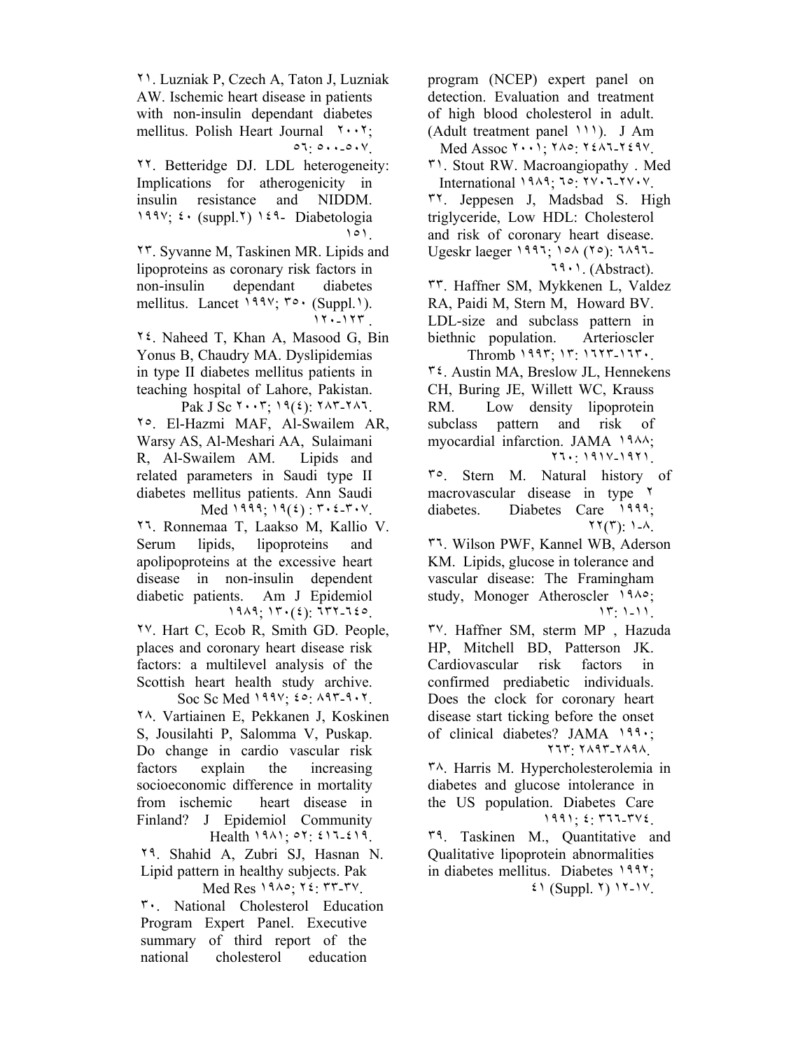٢١. Luzniak P, Czech A, Taton J, Luzniak AW. Ischemic heart disease in patients with non-insulin dependant diabetes mellitus. Polish Heart Journal ٢٠٠٢; ٥٦: ٥٠٠-٥٠٧.

٢٢. Betteridge DJ. LDL heterogeneity: Implications for atherogenicity in insulin resistance and NIDDM. ١٩٩٧; ٤٠ (suppl.٢) ١٤٩- Diabetologia ١٥١.

٢٣. Syvanne M, Taskinen MR. Lipids and lipoproteins as coronary risk factors in non-insulin dependant diabetes mellitus. Lancet ١٩٩٧; ٣٥٠ (Suppl.١). ١٢٠-١٢٣.

٢٤. Naheed T, Khan A, Masood G, Bin Yonus B, Chaudry MA. Dyslipidemias in type II diabetes mellitus patients in teaching hospital of Lahore, Pakistan. Pak J Sc ٢٠٠٣; ١٩(٤): ٢٨٣-٢٨٦.

٢٥. El-Hazmi MAF, Al-Swailem AR, Warsy AS, Al-Meshari AA, Sulaimani R, Al-Swailem AM. Lipids and related parameters in Saudi type II diabetes mellitus patients. Ann Saudi Med ١٩٩٩; ١٩(٤) : ٣٠٤-٣٠٧.

٢٦. Ronnemaa T, Laakso M, Kallio V. Serum lipids, lipoproteins and apolipoproteins at the excessive heart disease in non-insulin dependent diabetic patients. Am J Epidemiol ١٩٨٩; ١٣٠(٤): ٦٣٢-٦٤٥.

٢٧. Hart C, Ecob R, Smith GD. People, places and coronary heart disease risk factors: a multilevel analysis of the Scottish heart health study archive. Soc Sc Med ١٩٩٧; ٤٥: ٨٩٣-٩٠٢.

٢٨. Vartiainen E, Pekkanen J, Koskinen S, Jousilahti P, Salomma V, Puskap. Do change in cardio vascular risk factors explain the increasing socioeconomic difference in mortality from ischemic heart disease in Finland? J Epidemiol Community Health ١٩٨١; ٥٢: ٤١٦-٤١٩.

٢٩. Shahid A, Zubri SJ, Hasnan N. Lipid pattern in healthy subjects. Pak Med Res ١٩٨٥; ٢٤: ٣٣-٣٧.

٣٠. National Cholesterol Education Program Expert Panel. Executive summary of third report of the national cholesterol education program (NCEP) expert panel on detection. Evaluation and treatment of high blood cholesterol in adult. (Adult treatment panel ١١١). J Am Med Assoc ٢٠٠١; ٢٨٥: ٢٤٨٦-٢٤٩٧.

٣١. Stout RW. Macroangiopathy . Med International ١٩٨٩; ٦٥: ٢٧٠٦-٢٧٠٧.

٣٢. Jeppesen J, Madsbad S. High triglyceride, Low HDL: Cholesterol and risk of coronary heart disease. Ugeskr laeger ١٩٩٦; ١٥٨ (٢٥): ٦٨٩٦-٦٩٠١. (Abstract).

٣٣. Haffner SM, Mykkenen L, Valdez RA, Paidi M, Stern M, Howard BV. LDL-size and subclass pattern in biethnic population. Arterioscler Thromb ١٩٩٣; ١٣: ١٦٢٣-١٦٣٠.

٣٤. Austin MA, Breslow JL, Hennekens CH, Buring JE, Willett WC, Krauss RM. Low density lipoprotein subclass pattern and risk of myocardial infarction. JAMA ١٩٨٨; ٢٦٠: ١٩١٧-١٩٢١.

٣٥. Stern M. Natural history of macrovascular disease in type ٢ diabetes. Diabetes Care ١٩٩٩; ٢٢(٣): ١-٨.

٣٦. Wilson PWF, Kannel WB, Aderson KM. Lipids, glucose in tolerance and vascular disease: The Framingham study, Monoger Atheroscler ١٩٨٥; ١٣: ١-١١.

٣٧. Haffner SM, sterm MP , Hazuda HP, Mitchell BD, Patterson JK. Cardiovascular risk factors in confirmed prediabetic individuals. Does the clock for coronary heart disease start ticking before the onset of clinical diabetes? JAMA ١٩٩٠; ٢٦٣: ٢٨٩٣-٢٨٩٨.

٣٨. Harris M. Hypercholesterolemia in diabetes and glucose intolerance in the US population. Diabetes Care ١٩٩١; ٤: ٣٦٦-٣٧٤.

٣٩. Taskinen M., Quantitative and Qualitative lipoprotein abnormalities in diabetes mellitus. Diabetes ١٩٩٢; ٤١ (Suppl. ٢) ١٢-١٧.